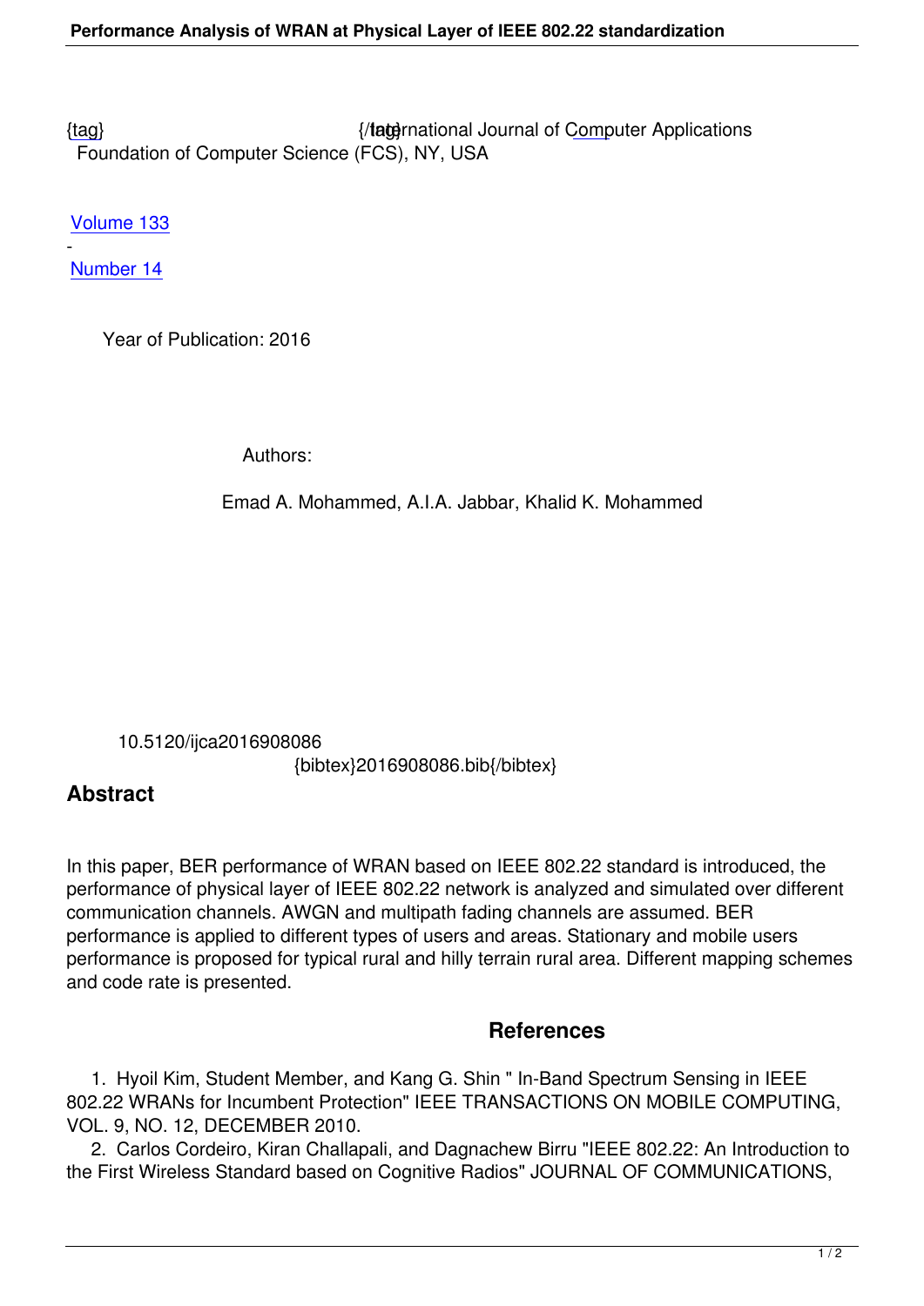{tag} {/tag} International Journal of Computer Applications
Foundation of Computer Science (FCS), NY, USA

Volume 133
-
Number 14

Year of Publication: 2016

Authors:

Emad A. Mohammed, A.I.A. Jabbar, Khalid K. Mohammed

10.5120/ijca2016908086
{bibtex}2016908086.bib{/bibtex}

## Abstract

In this paper, BER performance of WRAN based on IEEE 802.22 standard is introduced, the performance of physical layer of IEEE 802.22 network is analyzed and simulated over different communication channels. AWGN and multipath fading channels are assumed. BER performance is applied to different types of users and areas. Stationary and mobile users performance is proposed for typical rural and hilly terrain rural area. Different mapping schemes and code rate is presented.

## References

1. Hyoil Kim, Student Member, and Kang G. Shin " In-Band Spectrum Sensing in IEEE 802.22 WRANs for Incumbent Protection" IEEE TRANSACTIONS ON MOBILE COMPUTING, VOL. 9, NO. 12, DECEMBER 2010.
2. Carlos Cordeiro, Kiran Challapali, and Dagnachew Birru "IEEE 802.22: An Introduction to the First Wireless Standard based on Cognitive Radios" JOURNAL OF COMMUNICATIONS,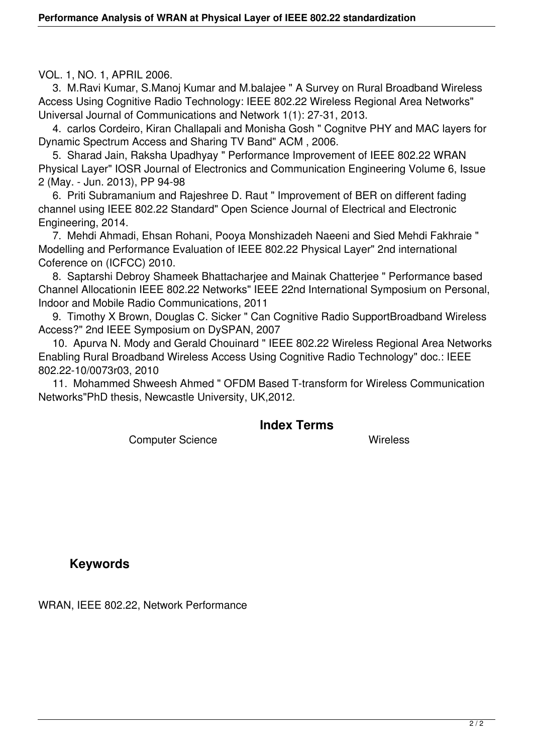VOL. 1, NO. 1, APRIL 2006.

3. M.Ravi Kumar, S.Manoj Kumar and M.balajee " A Survey on Rural Broadband Wireless Access Using Cognitive Radio Technology: IEEE 802.22 Wireless Regional Area Networks" Universal Journal of Communications and Network 1(1): 27-31, 2013.

4. carlos Cordeiro, Kiran Challapali and Monisha Gosh " Cognitve PHY and MAC layers for Dynamic Spectrum Access and Sharing TV Band" ACM , 2006.

5. Sharad Jain, Raksha Upadhyay " Performance Improvement of IEEE 802.22 WRAN Physical Layer" IOSR Journal of Electronics and Communication Engineering Volume 6, Issue 2 (May. - Jun. 2013), PP 94-98

6. Priti Subramanium and Rajeshree D. Raut " Improvement of BER on different fading channel using IEEE 802.22 Standard" Open Science Journal of Electrical and Electronic Engineering, 2014.

7. Mehdi Ahmadi, Ehsan Rohani, Pooya Monshizadeh Naeeni and Sied Mehdi Fakhraie " Modelling and Performance Evaluation of IEEE 802.22 Physical Layer" 2nd international Coference on (ICFCC) 2010.

8. Saptarshi Debroy Shameek Bhattacharjee and Mainak Chatterjee " Performance based Channel Allocationin IEEE 802.22 Networks" IEEE 22nd International Symposium on Personal, Indoor and Mobile Radio Communications, 2011

9. Timothy X Brown, Douglas C. Sicker " Can Cognitive Radio SupportBroadband Wireless Access?" 2nd IEEE Symposium on DySPAN, 2007

10. Apurva N. Mody and Gerald Chouinard " IEEE 802.22 Wireless Regional Area Networks Enabling Rural Broadband Wireless Access Using Cognitive Radio Technology" doc.: IEEE 802.22-10/0073r03, 2010

11. Mohammed Shweesh Ahmed " OFDM Based T-transform for Wireless Communication Networks"PhD thesis, Newcastle University, UK,2012.

## Index Terms

Computer Science Wireless

## Keywords

WRAN, IEEE 802.22, Network Performance